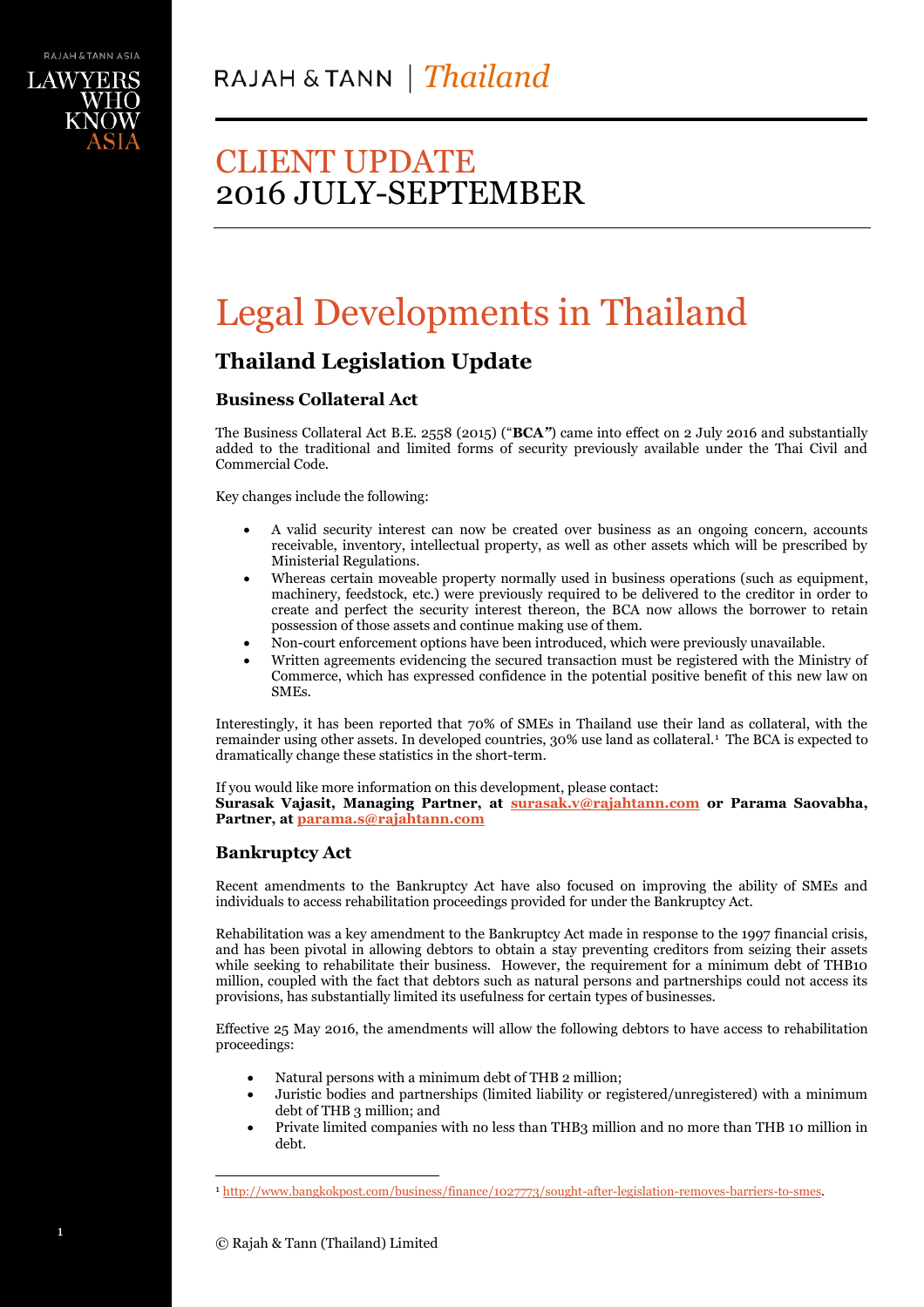RAJAH & TANN | *Thailand*

# CLIENT UPDATE
# 2016 JULY-SEPTEMBER

# Legal Developments in Thailand

## Thailand Legislation Update

### Business Collateral Act

The Business Collateral Act B.E. 2558 (2015) ("**BCA**") came into effect on 2 July 2016 and substantially added to the traditional and limited forms of security previously available under the Thai Civil and Commercial Code.

Key changes include the following:

- A valid security interest can now be created over business as an ongoing concern, accounts receivable, inventory, intellectual property, as well as other assets which will be prescribed by Ministerial Regulations.
- Whereas certain moveable property normally used in business operations (such as equipment, machinery, feedstock, etc.) were previously required to be delivered to the creditor in order to create and perfect the security interest thereon, the BCA now allows the borrower to retain possession of those assets and continue making use of them.
- Non-court enforcement options have been introduced, which were previously unavailable.
- Written agreements evidencing the secured transaction must be registered with the Ministry of Commerce, which has expressed confidence in the potential positive benefit of this new law on SMEs.

Interestingly, it has been reported that 70% of SMEs in Thailand use their land as collateral, with the remainder using other assets. In developed countries, 30% use land as collateral.[1] The BCA is expected to dramatically change these statistics in the short-term.

If you would like more information on this development, please contact:
**Surasak Vajasit, Managing Partner, at surasak.v@rajahtann.com or Parama Saovabha, Partner, at parama.s@rajahtann.com**

### Bankruptcy Act

Recent amendments to the Bankruptcy Act have also focused on improving the ability of SMEs and individuals to access rehabilitation proceedings provided for under the Bankruptcy Act.

Rehabilitation was a key amendment to the Bankruptcy Act made in response to the 1997 financial crisis, and has been pivotal in allowing debtors to obtain a stay preventing creditors from seizing their assets while seeking to rehabilitate their business. However, the requirement for a minimum debt of THB10 million, coupled with the fact that debtors such as natural persons and partnerships could not access its provisions, has substantially limited its usefulness for certain types of businesses.

Effective 25 May 2016, the amendments will allow the following debtors to have access to rehabilitation proceedings:

- Natural persons with a minimum debt of THB 2 million;
- Juristic bodies and partnerships (limited liability or registered/unregistered) with a minimum debt of THB 3 million; and
- Private limited companies with no less than THB3 million and no more than THB 10 million in debt.

[1] http://www.bangkokpost.com/business/finance/1027773/sought-after-legislation-removes-barriers-to-smes.

© Rajah & Tann (Thailand) Limited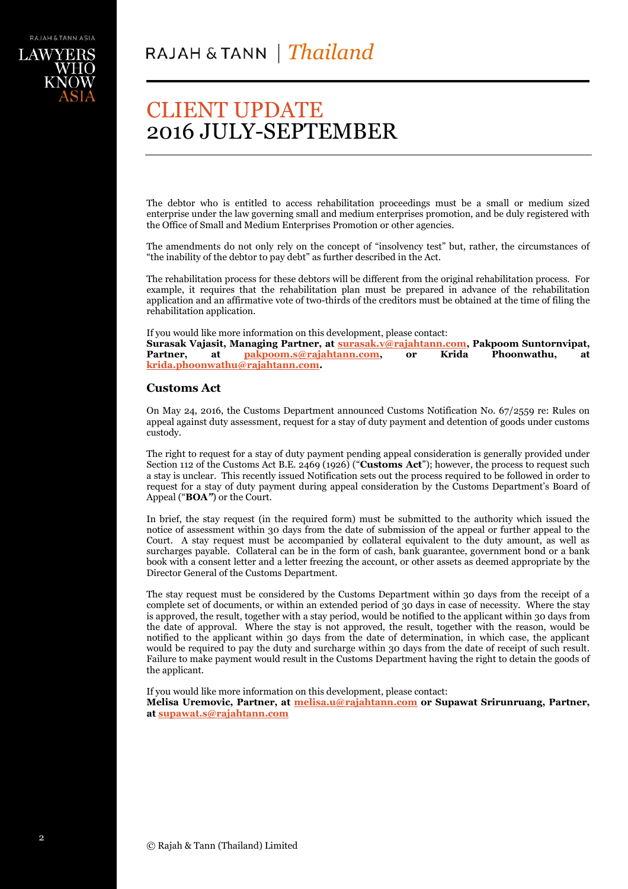The debtor who is entitled to access rehabilitation proceedings must be a small or medium sized enterprise under the law governing small and medium enterprises promotion, and be duly registered with the Office of Small and Medium Enterprises Promotion or other agencies.

The amendments do not only rely on the concept of "insolvency test" but, rather, the circumstances of "the inability of the debtor to pay debt" as further described in the Act.

The rehabilitation process for these debtors will be different from the original rehabilitation process. For example, it requires that the rehabilitation plan must be prepared in advance of the rehabilitation application and an affirmative vote of two-thirds of the creditors must be obtained at the time of filing the rehabilitation application.

If you would like more information on this development, please contact:
**Surasak Vajasit, Managing Partner, at surasak.v@rajahtann.com, Pakpoom Suntornvipat, Partner, at pakpoom.s@rajahtann.com, or Krida Phoonwathu, at krida.phoonwathu@rajahtann.com.**

## Customs Act

On May 24, 2016, the Customs Department announced Customs Notification No. 67/2559 re: Rules on appeal against duty assessment, request for a stay of duty payment and detention of goods under customs custody.

The right to request for a stay of duty payment pending appeal consideration is generally provided under Section 112 of the Customs Act B.E. 2469 (1926) ("**Customs Act**"); however, the process to request such a stay is unclear. This recently issued Notification sets out the process required to be followed in order to request for a stay of duty payment during appeal consideration by the Customs Department's Board of Appeal ("**BOA**") or the Court.

In brief, the stay request (in the required form) must be submitted to the authority which issued the notice of assessment within 30 days from the date of submission of the appeal or further appeal to the Court. A stay request must be accompanied by collateral equivalent to the duty amount, as well as surcharges payable. Collateral can be in the form of cash, bank guarantee, government bond or a bank book with a consent letter and a letter freezing the account, or other assets as deemed appropriate by the Director General of the Customs Department.

The stay request must be considered by the Customs Department within 30 days from the receipt of a complete set of documents, or within an extended period of 30 days in case of necessity. Where the stay is approved, the result, together with a stay period, would be notified to the applicant within 30 days from the date of approval. Where the stay is not approved, the result, together with the reason, would be notified to the applicant within 30 days from the date of determination, in which case, the applicant would be required to pay the duty and surcharge within 30 days from the date of receipt of such result. Failure to make payment would result in the Customs Department having the right to detain the goods of the applicant.

If you would like more information on this development, please contact:
**Melisa Uremovic, Partner, at melisa.u@rajahtann.com or Supawat Srirunruang, Partner, at supawat.s@rajahtann.com**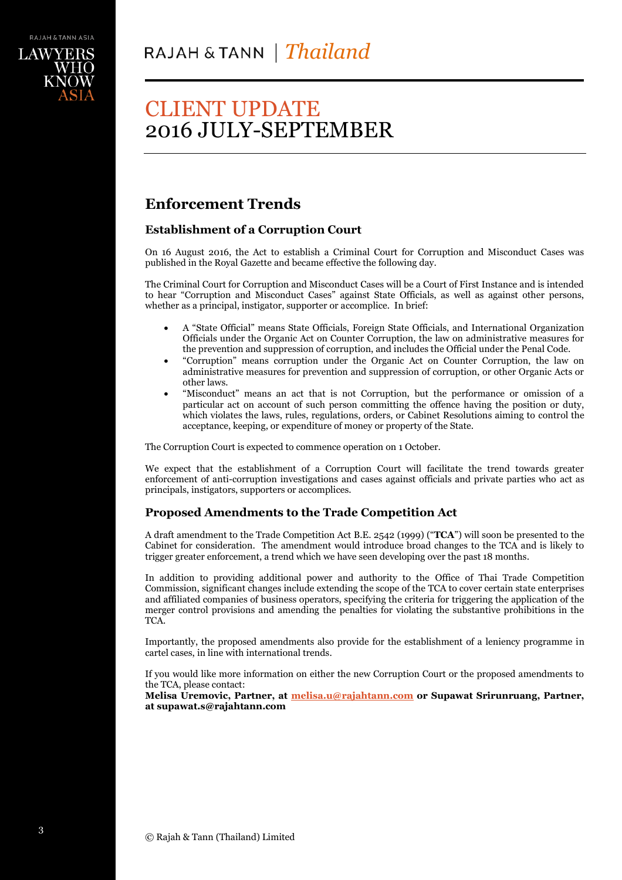# Enforcement Trends

## Establishment of a Corruption Court

On 16 August 2016, the Act to establish a Criminal Court for Corruption and Misconduct Cases was published in the Royal Gazette and became effective the following day.

The Criminal Court for Corruption and Misconduct Cases will be a Court of First Instance and is intended to hear "Corruption and Misconduct Cases" against State Officials, as well as against other persons, whether as a principal, instigator, supporter or accomplice. In brief:

- A "State Official" means State Officials, Foreign State Officials, and International Organization Officials under the Organic Act on Counter Corruption, the law on administrative measures for the prevention and suppression of corruption, and includes the Official under the Penal Code.
- "Corruption" means corruption under the Organic Act on Counter Corruption, the law on administrative measures for prevention and suppression of corruption, or other Organic Acts or other laws.
- "Misconduct" means an act that is not Corruption, but the performance or omission of a particular act on account of such person committing the offence having the position or duty, which violates the laws, rules, regulations, orders, or Cabinet Resolutions aiming to control the acceptance, keeping, or expenditure of money or property of the State.

The Corruption Court is expected to commence operation on 1 October.

We expect that the establishment of a Corruption Court will facilitate the trend towards greater enforcement of anti-corruption investigations and cases against officials and private parties who act as principals, instigators, supporters or accomplices.

## Proposed Amendments to the Trade Competition Act

A draft amendment to the Trade Competition Act B.E. 2542 (1999) ("**TCA**") will soon be presented to the Cabinet for consideration. The amendment would introduce broad changes to the TCA and is likely to trigger greater enforcement, a trend which we have seen developing over the past 18 months.

In addition to providing additional power and authority to the Office of Thai Trade Competition Commission, significant changes include extending the scope of the TCA to cover certain state enterprises and affiliated companies of business operators, specifying the criteria for triggering the application of the merger control provisions and amending the penalties for violating the substantive prohibitions in the TCA.

Importantly, the proposed amendments also provide for the establishment of a leniency programme in cartel cases, in line with international trends.

If you would like more information on either the new Corruption Court or the proposed amendments to the TCA, please contact:
**Melisa Uremovic, Partner, at melisa.u@rajahtann.com or Supawat Srirunruang, Partner, at supawat.s@rajahtann.com**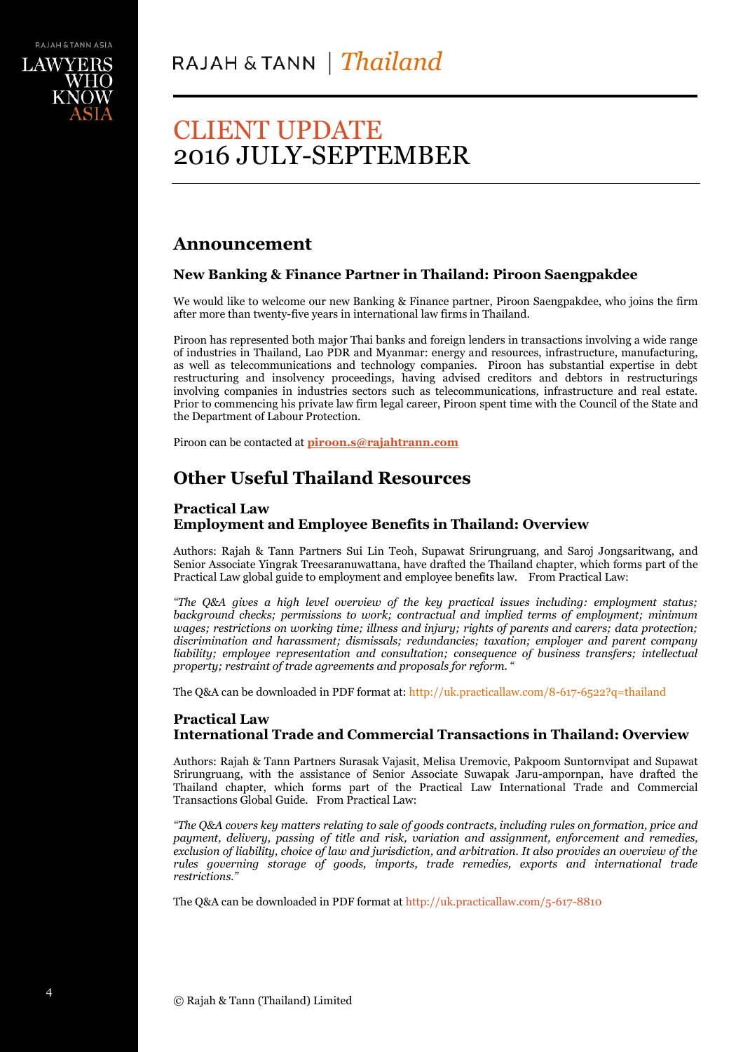# CLIENT UPDATE
# 2016 JULY-SEPTEMBER

## Announcement

### New Banking & Finance Partner in Thailand: Piroon Saengpakdee

We would like to welcome our new Banking & Finance partner, Piroon Saengpakdee, who joins the firm after more than twenty-five years in international law firms in Thailand.

Piroon has represented both major Thai banks and foreign lenders in transactions involving a wide range of industries in Thailand, Lao PDR and Myanmar: energy and resources, infrastructure, manufacturing, as well as telecommunications and technology companies. Piroon has substantial expertise in debt restructuring and insolvency proceedings, having advised creditors and debtors in restructurings involving companies in industries sectors such as telecommunications, infrastructure and real estate. Prior to commencing his private law firm legal career, Piroon spent time with the Council of the State and the Department of Labour Protection.

Piroon can be contacted at **piroon.s@rajahtrann.com**

## Other Useful Thailand Resources

### Practical Law
### Employment and Employee Benefits in Thailand: Overview

Authors: Rajah & Tann Partners Sui Lin Teoh, Supawat Srirungruang, and Saroj Jongsaritwang, and Senior Associate Yingrak Treesaranuwattana, have drafted the Thailand chapter, which forms part of the Practical Law global guide to employment and employee benefits law. From Practical Law:

*"The Q&A gives a high level overview of the key practical issues including: employment status; background checks; permissions to work; contractual and implied terms of employment; minimum wages; restrictions on working time; illness and injury; rights of parents and carers; data protection; discrimination and harassment; dismissals; redundancies; taxation; employer and parent company liability; employee representation and consultation; consequence of business transfers; intellectual property; restraint of trade agreements and proposals for reform. "*

The Q&A can be downloaded in PDF format at: http://uk.practicallaw.com/8-617-6522?q=thailand

### Practical Law
### International Trade and Commercial Transactions in Thailand: Overview

Authors: Rajah & Tann Partners Surasak Vajasit, Melisa Uremovic, Pakpoom Suntornvipat and Supawat Srirungruang, with the assistance of Senior Associate Suwapak Jaru-ampornpan, have drafted the Thailand chapter, which forms part of the Practical Law International Trade and Commercial Transactions Global Guide. From Practical Law:

*"The Q&A covers key matters relating to sale of goods contracts, including rules on formation, price and payment, delivery, passing of title and risk, variation and assignment, enforcement and remedies, exclusion of liability, choice of law and jurisdiction, and arbitration. It also provides an overview of the rules governing storage of goods, imports, trade remedies, exports and international trade restrictions."*

The Q&A can be downloaded in PDF format at http://uk.practicallaw.com/5-617-8810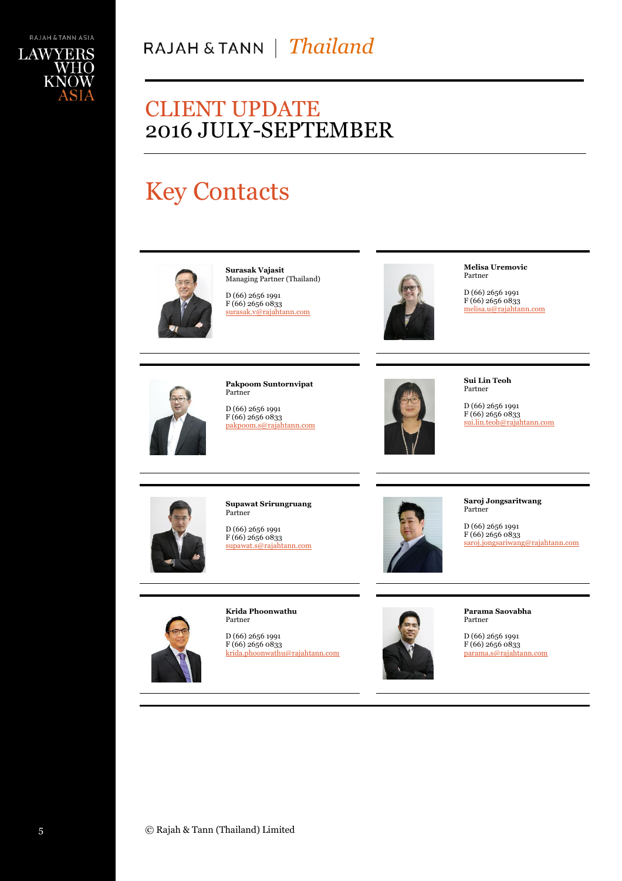RAJAH & TANN | *Thailand*

# CLIENT UPDATE
## 2016 JULY-SEPTEMBER

# Key Contacts

**Surasak Vajasit**
Managing Partner (Thailand)

D (66) 2656 1991
F (66) 2656 0833
surasak.v@rajahtann.com

**Melisa Uremovic**
Partner

D (66) 2656 1991
F (66) 2656 0833
melisa.u@rajahtann.com

**Pakpoom Suntornvipat**
Partner

D (66) 2656 1991
F (66) 2656 0833
pakpoom.s@rajahtann.com

**Sui Lin Teoh**
Partner

D (66) 2656 1991
F (66) 2656 0833
sui.lin.teoh@rajahtann.com

**Supawat Srirungruang**
Partner

D (66) 2656 1991
F (66) 2656 0833
supawat.s@rajahtann.com

**Saroj Jongsaritwang**
Partner

D (66) 2656 1991
F (66) 2656 0833
saroj.jongsariwang@rajahtann.com

**Krida Phoonwathu**
Partner

D (66) 2656 1991
F (66) 2656 0833
krida.phoonwathu@rajahtann.com

**Parama Saovabha**
Partner

D (66) 2656 1991
F (66) 2656 0833
parama.s@rajahtann.com

© Rajah & Tann (Thailand) Limited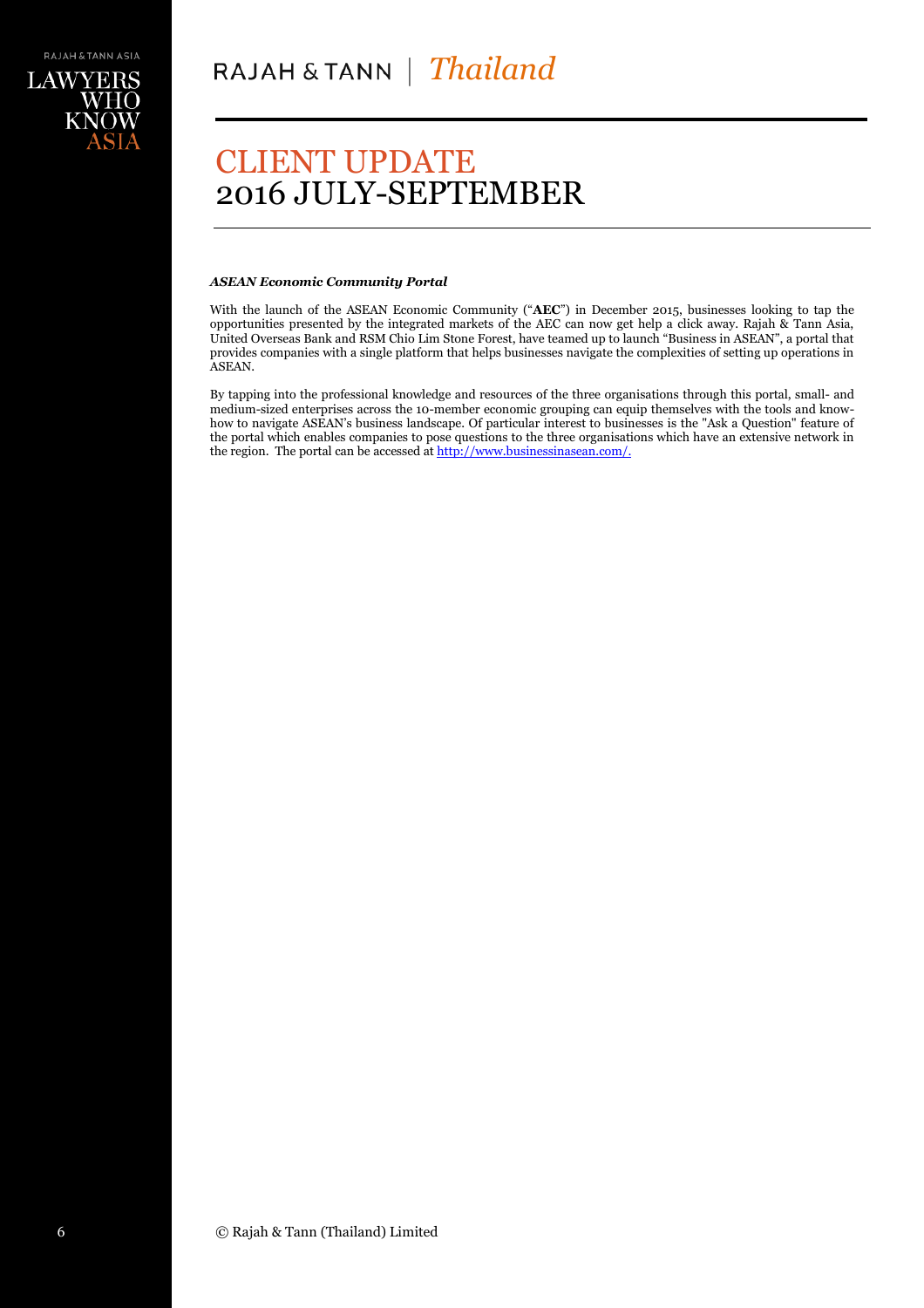### *ASEAN Economic Community Portal*

With the launch of the ASEAN Economic Community ("**AEC**") in December 2015, businesses looking to tap the opportunities presented by the integrated markets of the AEC can now get help a click away. Rajah & Tann Asia, United Overseas Bank and RSM Chio Lim Stone Forest, have teamed up to launch "Business in ASEAN", a portal that provides companies with a single platform that helps businesses navigate the complexities of setting up operations in ASEAN.

By tapping into the professional knowledge and resources of the three organisations through this portal, small- and medium-sized enterprises across the 10-member economic grouping can equip themselves with the tools and know-how to navigate ASEAN's business landscape. Of particular interest to businesses is the "Ask a Question" feature of the portal which enables companies to pose questions to the three organisations which have an extensive network in the region. The portal can be accessed at http://www.businessinasean.com/.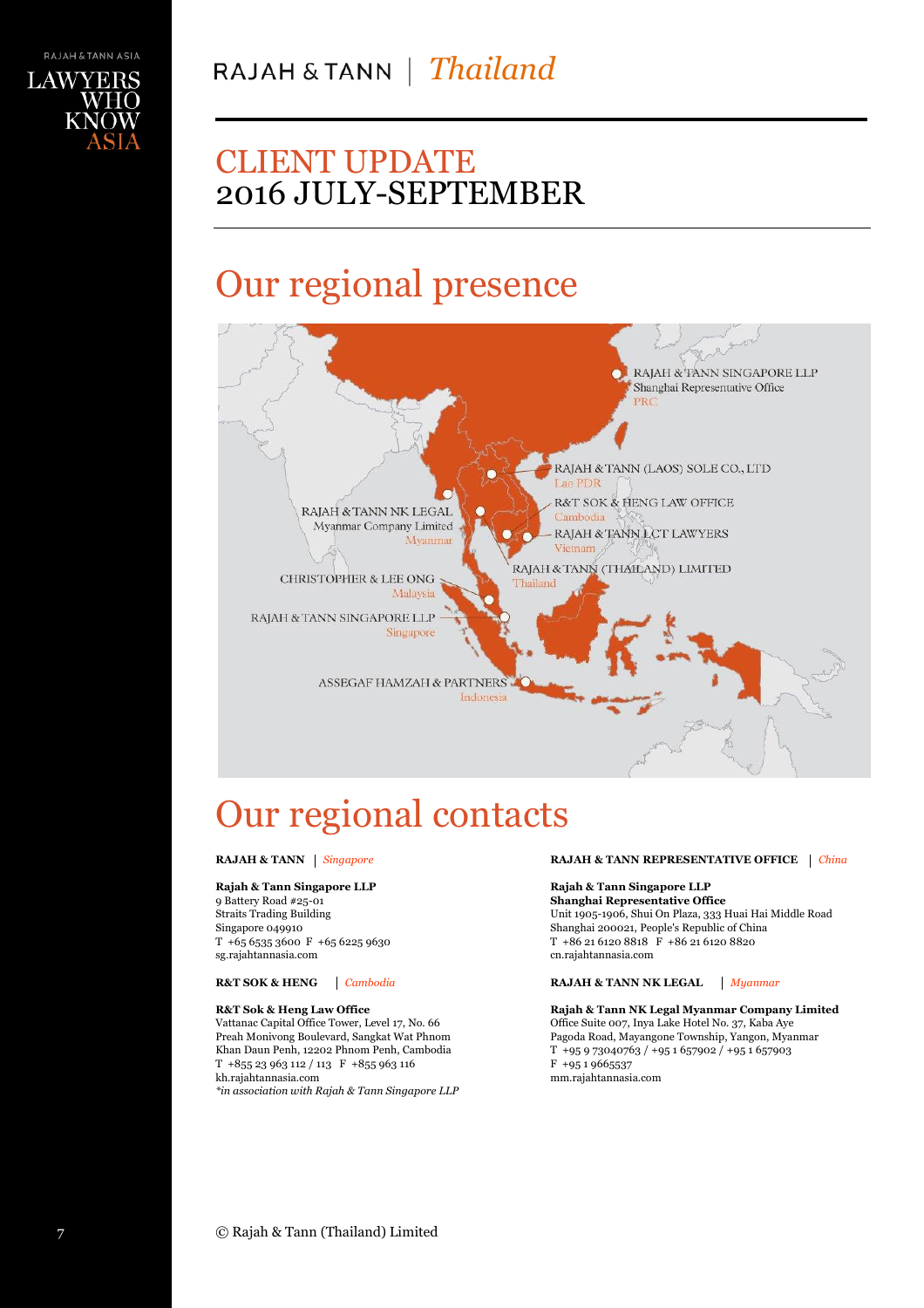RAJAH & TANN ASIA

LAWYERS WHO KNOW ASIA

RAJAH & TANN | *Thailand*

# CLIENT UPDATE
## 2016 JULY-SEPTEMBER

# Our regional presence

RAJAH & TANN SINGAPORE LLP
Shanghai Representative Office
PRC

RAJAH & TANN (LAOS) SOLE CO., LTD
Lao PDR

R&T SOK & HENG LAW OFFICE
Cambodia

RAJAH & TANN NK LEGAL
Myanmar Company Limited
Myanmar

RAJAH & TANN LCT LAWYERS
Vietnam

RAJAH & TANN (THAILAND) LIMITED
Thailand

CHRISTOPHER & LEE ONG
Malaysia

RAJAH & TANN SINGAPORE LLP
Singapore

ASSEGAF HAMZAH & PARTNERS
Indonesia

# Our regional contacts

**RAJAH & TANN** | *Singapore*

**Rajah & Tann Singapore LLP**
9 Battery Road #25-01
Straits Trading Building
Singapore 049910
T +65 6535 3600 F +65 6225 9630
sg.rajahtannasia.com

**R&T SOK & HENG** | *Cambodia*

**R&T Sok & Heng Law Office**
Vattanac Capital Office Tower, Level 17, No. 66
Preah Monivong Boulevard, Sangkat Wat Phnom
Khan Daun Penh, 12202 Phnom Penh, Cambodia
T +855 23 963 112 / 113 F +855 963 116
kh.rajahtannasia.com
*\*in association with Rajah & Tann Singapore LLP*

**RAJAH & TANN REPRESENTATIVE OFFICE** | *China*

**Rajah & Tann Singapore LLP**
**Shanghai Representative Office**
Unit 1905-1906, Shui On Plaza, 333 Huai Hai Middle Road
Shanghai 200021, People's Republic of China
T +86 21 6120 8818 F +86 21 6120 8820
cn.rajahtannasia.com

**RAJAH & TANN NK LEGAL** | *Myanmar*

**Rajah & Tann NK Legal Myanmar Company Limited**
Office Suite 007, Inya Lake Hotel No. 37, Kaba Aye
Pagoda Road, Mayangone Township, Yangon, Myanmar
T +95 9 73040763 / +95 1 657902 / +95 1 657903
F +95 1 9665537
mm.rajahtannasia.com

© Rajah & Tann (Thailand) Limited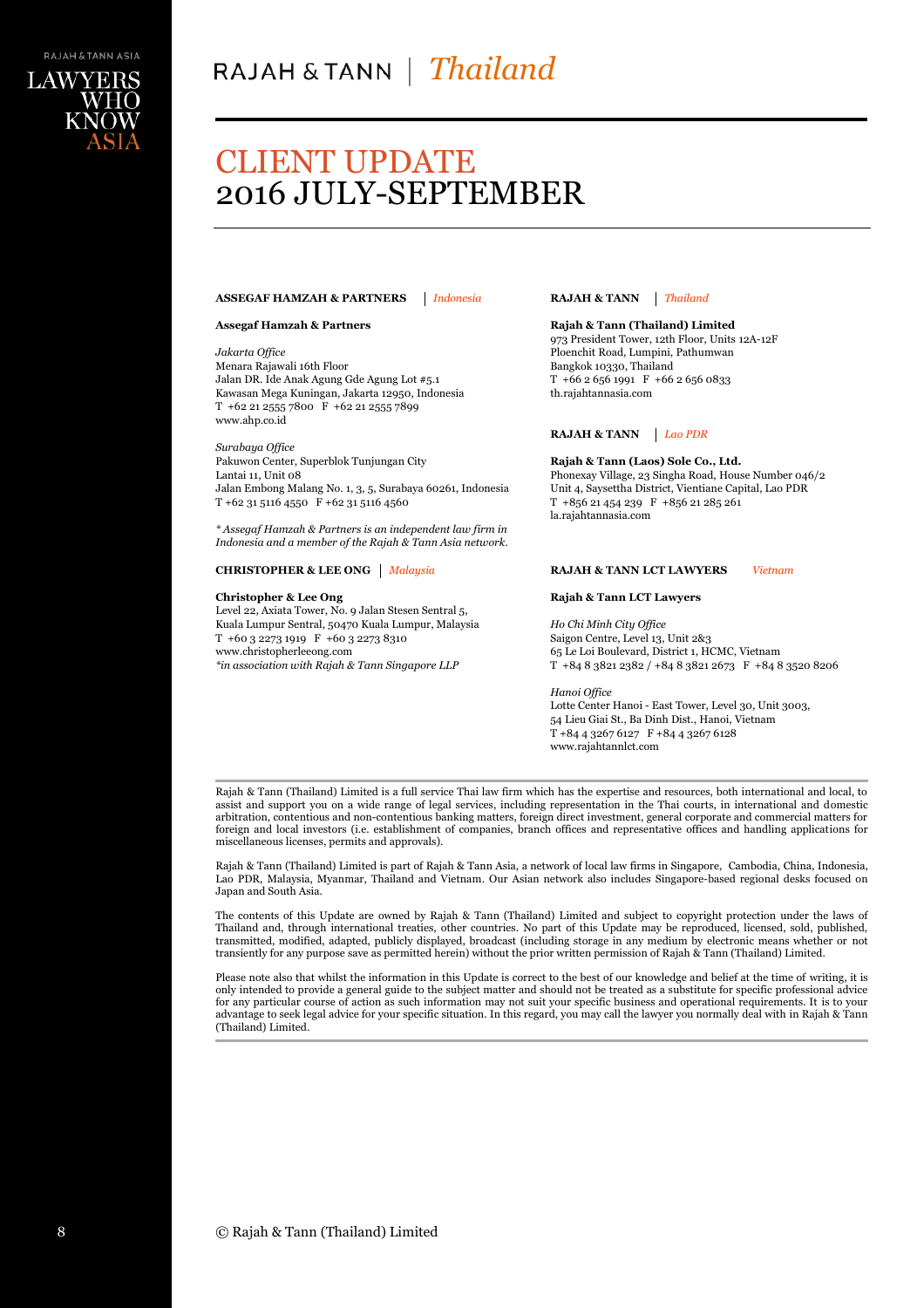# CLIENT UPDATE
# 2016 JULY-SEPTEMBER

**ASSEGAF HAMZAH & PARTNERS** | *Indonesia*

**Assegaf Hamzah & Partners**

*Jakarta Office*
Menara Rajawali 16th Floor
Jalan DR. Ide Anak Agung Gde Agung Lot #5.1
Kawasan Mega Kuningan, Jakarta 12950, Indonesia
T +62 21 2555 7800 F +62 21 2555 7899
www.ahp.co.id

*Surabaya Office*
Pakuwon Center, Superblok Tunjungan City
Lantai 11, Unit 08
Jalan Embong Malang No. 1, 3, 5, Surabaya 60261, Indonesia
T +62 31 5116 4550 F +62 31 5116 4560

*\* Assegaf Hamzah & Partners is an independent law firm in Indonesia and a member of the Rajah & Tann Asia network.*

**CHRISTOPHER & LEE ONG** | *Malaysia*

**Christopher & Lee Ong**
Level 22, Axiata Tower, No. 9 Jalan Stesen Sentral 5,
Kuala Lumpur Sentral, 50470 Kuala Lumpur, Malaysia
T +60 3 2273 1919 F +60 3 2273 8310
www.christopherleeong.com
*\*in association with Rajah & Tann Singapore LLP*

**RAJAH & TANN** | *Thailand*

**Rajah & Tann (Thailand) Limited**
973 President Tower, 12th Floor, Units 12A-12F
Ploenchit Road, Lumpini, Pathumwan
Bangkok 10330, Thailand
T +66 2 656 1991 F +66 2 656 0833
th.rajahtannasia.com

**RAJAH & TANN** | *Lao PDR*

**Rajah & Tann (Laos) Sole Co., Ltd.**
Phonexay Village, 23 Singha Road, House Number 046/2
Unit 4, Saysettha District, Vientiane Capital, Lao PDR
T +856 21 454 239 F +856 21 285 261
la.rajahtannasia.com

**RAJAH & TANN LCT LAWYERS** *Vietnam*

**Rajah & Tann LCT Lawyers**

*Ho Chi Minh City Office*
Saigon Centre, Level 13, Unit 2&3
65 Le Loi Boulevard, District 1, HCMC, Vietnam
T +84 8 3821 2382 / +84 8 3821 2673 F +84 8 3520 8206

*Hanoi Office*
Lotte Center Hanoi - East Tower, Level 30, Unit 3003,
54 Lieu Giai St., Ba Dinh Dist., Hanoi, Vietnam
T +84 4 3267 6127 F +84 4 3267 6128
www.rajahtannlct.com

Rajah & Tann (Thailand) Limited is a full service Thai law firm which has the expertise and resources, both international and local, to assist and support you on a wide range of legal services, including representation in the Thai courts, in international and domestic arbitration, contentious and non-contentious banking matters, foreign direct investment, general corporate and commercial matters for foreign and local investors (i.e. establishment of companies, branch offices and representative offices and handling applications for miscellaneous licenses, permits and approvals).

Rajah & Tann (Thailand) Limited is part of Rajah & Tann Asia, a network of local law firms in Singapore, Cambodia, China, Indonesia, Lao PDR, Malaysia, Myanmar, Thailand and Vietnam. Our Asian network also includes Singapore-based regional desks focused on Japan and South Asia.

The contents of this Update are owned by Rajah & Tann (Thailand) Limited and subject to copyright protection under the laws of Thailand and, through international treaties, other countries. No part of this Update may be reproduced, licensed, sold, published, transmitted, modified, adapted, publicly displayed, broadcast (including storage in any medium by electronic means whether or not transiently for any purpose save as permitted herein) without the prior written permission of Rajah & Tann (Thailand) Limited.

Please note also that whilst the information in this Update is correct to the best of our knowledge and belief at the time of writing, it is only intended to provide a general guide to the subject matter and should not be treated as a substitute for specific professional advice for any particular course of action as such information may not suit your specific business and operational requirements. It is to your advantage to seek legal advice for your specific situation. In this regard, you may call the lawyer you normally deal with in Rajah & Tann (Thailand) Limited.